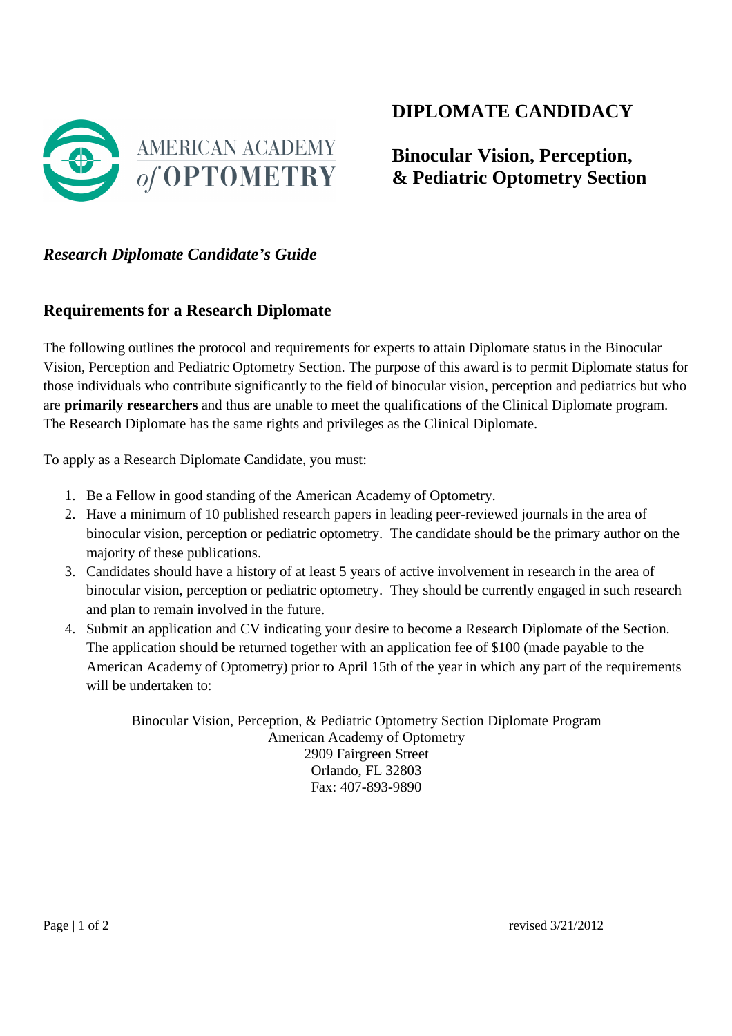AMERICAN ACADEMY *of* OPTOMETRY

# DIPLOMATE CANDIDACY

## Binocular Vision, Perception, & Pediatric Optometry Section

***Research Diplomate Candidate's Guide***

## Requirements for a Research Diplomate

The following outlines the protocol and requirements for experts to attain Diplomate status in the Binocular Vision, Perception and Pediatric Optometry Section. The purpose of this award is to permit Diplomate status for those individuals who contribute significantly to the field of binocular vision, perception and pediatrics but who are **primarily researchers** and thus are unable to meet the qualifications of the Clinical Diplomate program. The Research Diplomate has the same rights and privileges as the Clinical Diplomate.

To apply as a Research Diplomate Candidate, you must:

1. Be a Fellow in good standing of the American Academy of Optometry.
2. Have a minimum of 10 published research papers in leading peer-reviewed journals in the area of binocular vision, perception or pediatric optometry. The candidate should be the primary author on the majority of these publications.
3. Candidates should have a history of at least 5 years of active involvement in research in the area of binocular vision, perception or pediatric optometry. They should be currently engaged in such research and plan to remain involved in the future.
4. Submit an application and CV indicating your desire to become a Research Diplomate of the Section. The application should be returned together with an application fee of $100 (made payable to the American Academy of Optometry) prior to April 15th of the year in which any part of the requirements will be undertaken to:

Binocular Vision, Perception, & Pediatric Optometry Section Diplomate Program
American Academy of Optometry
2909 Fairgreen Street
Orlando, FL 32803
Fax: 407-893-9890

revised 3/21/2012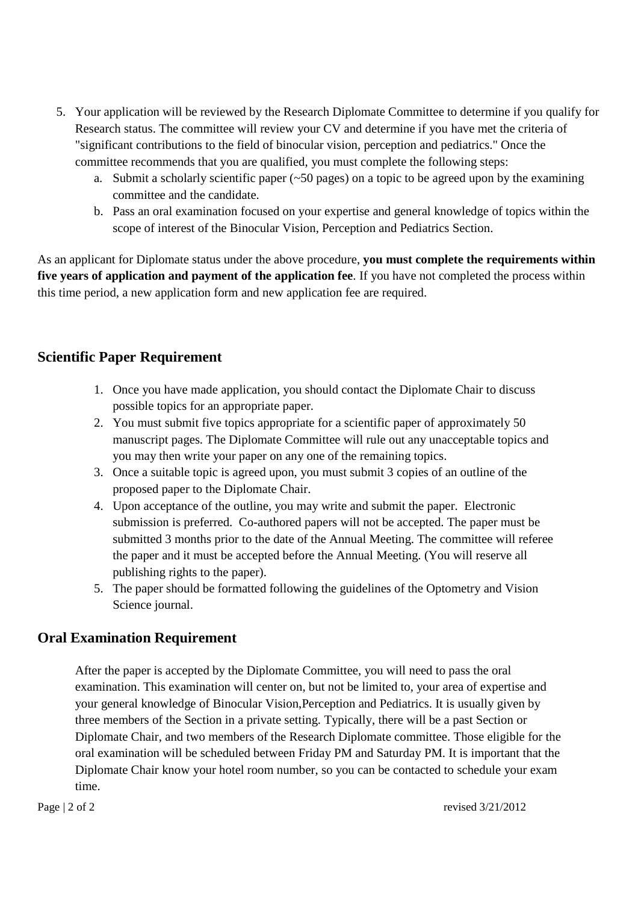5. Your application will be reviewed by the Research Diplomate Committee to determine if you qualify for Research status. The committee will review your CV and determine if you have met the criteria of "significant contributions to the field of binocular vision, perception and pediatrics." Once the committee recommends that you are qualified, you must complete the following steps:
    a. Submit a scholarly scientific paper (~50 pages) on a topic to be agreed upon by the examining committee and the candidate.
    b. Pass an oral examination focused on your expertise and general knowledge of topics within the scope of interest of the Binocular Vision, Perception and Pediatrics Section.

As an applicant for Diplomate status under the above procedure, **you must complete the requirements within five years of application and payment of the application fee**. If you have not completed the process within this time period, a new application form and new application fee are required.

## Scientific Paper Requirement

1. Once you have made application, you should contact the Diplomate Chair to discuss possible topics for an appropriate paper.
2. You must submit five topics appropriate for a scientific paper of approximately 50 manuscript pages. The Diplomate Committee will rule out any unacceptable topics and you may then write your paper on any one of the remaining topics.
3. Once a suitable topic is agreed upon, you must submit 3 copies of an outline of the proposed paper to the Diplomate Chair.
4. Upon acceptance of the outline, you may write and submit the paper. Electronic submission is preferred. Co-authored papers will not be accepted. The paper must be submitted 3 months prior to the date of the Annual Meeting. The committee will referee the paper and it must be accepted before the Annual Meeting. (You will reserve all publishing rights to the paper).
5. The paper should be formatted following the guidelines of the Optometry and Vision Science journal.

## Oral Examination Requirement

After the paper is accepted by the Diplomate Committee, you will need to pass the oral examination. This examination will center on, but not be limited to, your area of expertise and your general knowledge of Binocular Vision,Perception and Pediatrics. It is usually given by three members of the Section in a private setting. Typically, there will be a past Section or Diplomate Chair, and two members of the Research Diplomate committee. Those eligible for the oral examination will be scheduled between Friday PM and Saturday PM. It is important that the Diplomate Chair know your hotel room number, so you can be contacted to schedule your exam time.

revised 3/21/2012